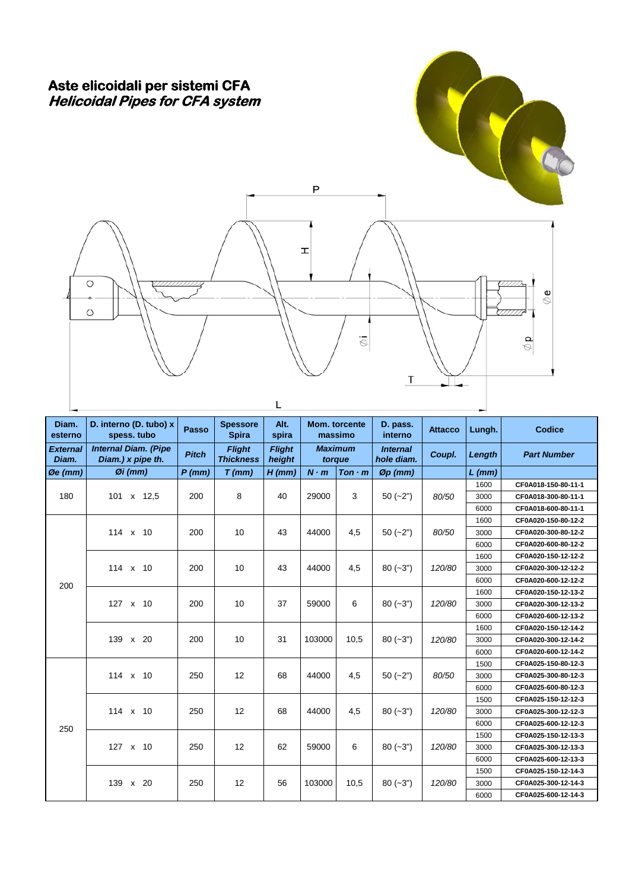# Aste elicoidali per sistemi CFA
## *Helicoidal Pipes for CFA system*

| Diam. esterno | D. interno (D. tubo) x spess. tubo | Passo | Spessore Spira | Alt. spira | Mom. torcente massimo | | D. pass. interno | Attacco | Lungh. | Codice |
|---|---|---|---|---|---|---|---|---|---|---|
| *External Diam.* | *Internal Diam. (Pipe Diam.) x pipe th.* | *Pitch* | *Flight Thickness* | *Flight height* | *Maximum torque* | | *Internal hole diam.* | *Coupl.* | *Length* | *Part Number* |
| *Øe (mm)* | *Øi (mm)* | *P (mm)* | *T (mm)* | *H (mm)* | *N · m* | *Ton · m* | *Øp (mm)* | | *L (mm)* | |
| 180 | 101 x 12,5 | 200 | 8 | 40 | 29000 | 3 | 50 (~2") | *80/50* | 1600 | CF0A018-150-80-11-1 |
| | | | | | | | | | 3000 | CF0A018-300-80-11-1 |
| | | | | | | | | | 6000 | CF0A018-600-80-11-1 |
| 200 | 114 x 10 | 200 | 10 | 43 | 44000 | 4,5 | 50 (~2") | *80/50* | 1600 | CF0A020-150-80-12-2 |
| | | | | | | | | | 3000 | CF0A020-300-80-12-2 |
| | | | | | | | | | 6000 | CF0A020-600-80-12-2 |
| | 114 x 10 | 200 | 10 | 43 | 44000 | 4,5 | 80 (~3") | *120/80* | 1600 | CF0A020-150-12-12-2 |
| | | | | | | | | | 3000 | CF0A020-300-12-12-2 |
| | | | | | | | | | 6000 | CF0A020-600-12-12-2 |
| | 127 x 10 | 200 | 10 | 37 | 59000 | 6 | 80 (~3") | *120/80* | 1600 | CF0A020-150-12-13-2 |
| | | | | | | | | | 3000 | CF0A020-300-12-13-2 |
| | | | | | | | | | 6000 | CF0A020-600-12-13-2 |
| | 139 x 20 | 200 | 10 | 31 | 103000 | 10,5 | 80 (~3") | *120/80* | 1600 | CF0A020-150-12-14-2 |
| | | | | | | | | | 3000 | CF0A020-300-12-14-2 |
| | | | | | | | | | 6000 | CF0A020-600-12-14-2 |
| 250 | 114 x 10 | 250 | 12 | 68 | 44000 | 4,5 | 50 (~2") | *80/50* | 1500 | CF0A025-150-80-12-3 |
| | | | | | | | | | 3000 | CF0A025-300-80-12-3 |
| | | | | | | | | | 6000 | CF0A025-600-80-12-3 |
| | 114 x 10 | 250 | 12 | 68 | 44000 | 4,5 | 80 (~3") | *120/80* | 1500 | CF0A025-150-12-12-3 |
| | | | | | | | | | 3000 | CF0A025-300-12-12-3 |
| | | | | | | | | | 6000 | CF0A025-600-12-12-3 |
| | 127 x 10 | 250 | 12 | 62 | 59000 | 6 | 80 (~3") | *120/80* | 1500 | CF0A025-150-12-13-3 |
| | | | | | | | | | 3000 | CF0A025-300-12-13-3 |
| | | | | | | | | | 6000 | CF0A025-600-12-13-3 |
| | 139 x 20 | 250 | 12 | 56 | 103000 | 10,5 | 80 (~3") | *120/80* | 1500 | CF0A025-150-12-14-3 |
| | | | | | | | | | 3000 | CF0A025-300-12-14-3 |
| | | | | | | | | | 6000 | CF0A025-600-12-14-3 |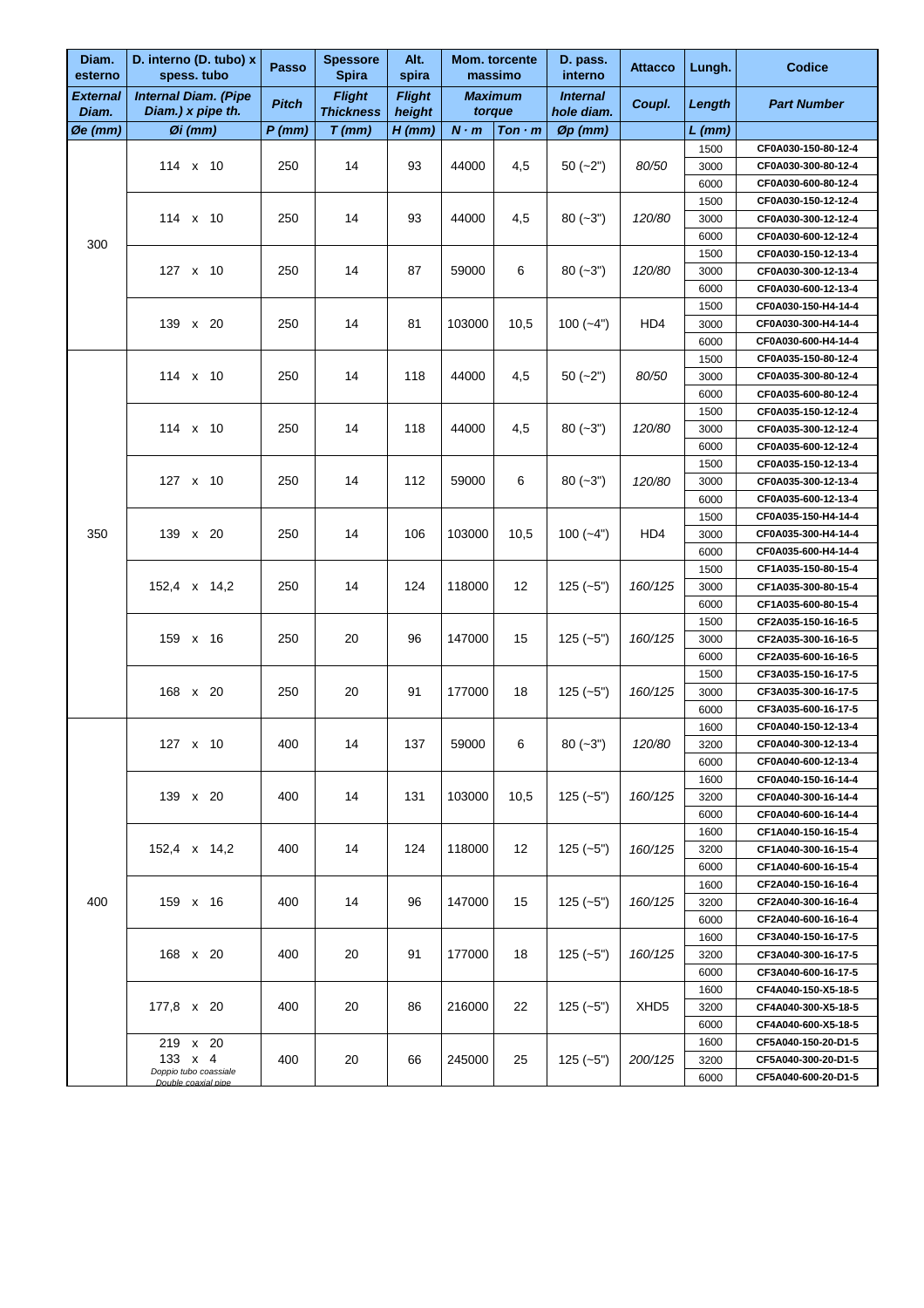| Diam. esterno | D. interno (D. tubo) x spess. tubo | Passo | Spessore Spira | Alt. spira | Mom. torcente massimo | | D. pass. interno | Attacco | Lungh. | Codice |
|---|---|---|---|---|---|---|---|---|---|---|
| *External Diam.* | *Internal Diam. (Pipe Diam.) x pipe th.* | *Pitch* | *Flight Thickness* | *Flight height* | *Maximum torque* | | *Internal hole diam.* | *Coupl.* | *Length* | *Part Number* |
| *Øe (mm)* | *Øi (mm)* | *P (mm)* | *T (mm)* | *H (mm)* | *N · m* | *Ton · m* | *Øp (mm)* | | *L (mm)* | |
| 300 | 114 x 10 | 250 | 14 | 93 | 44000 | 4,5 | 50 (~2") | *80/50* | 1500 | CF0A030-150-80-12-4 |
| | | | | | | | | | 3000 | CF0A030-300-80-12-4 |
| | | | | | | | | | 6000 | CF0A030-600-80-12-4 |
| | 114 x 10 | 250 | 14 | 93 | 44000 | 4,5 | 80 (~3") | *120/80* | 1500 | CF0A030-150-12-12-4 |
| | | | | | | | | | 3000 | CF0A030-300-12-12-4 |
| | | | | | | | | | 6000 | CF0A030-600-12-12-4 |
| | 127 x 10 | 250 | 14 | 87 | 59000 | 6 | 80 (~3") | *120/80* | 1500 | CF0A030-150-12-13-4 |
| | | | | | | | | | 3000 | CF0A030-300-12-13-4 |
| | | | | | | | | | 6000 | CF0A030-600-12-13-4 |
| | 139 x 20 | 250 | 14 | 81 | 103000 | 10,5 | 100 (~4") | HD4 | 1500 | CF0A030-150-H4-14-4 |
| | | | | | | | | | 3000 | CF0A030-300-H4-14-4 |
| | | | | | | | | | 6000 | CF0A030-600-H4-14-4 |
| 350 | 114 x 10 | 250 | 14 | 118 | 44000 | 4,5 | 50 (~2") | *80/50* | 1500 | CF0A035-150-80-12-4 |
| | | | | | | | | | 3000 | CF0A035-300-80-12-4 |
| | | | | | | | | | 6000 | CF0A035-600-80-12-4 |
| | 114 x 10 | 250 | 14 | 118 | 44000 | 4,5 | 80 (~3") | *120/80* | 1500 | CF0A035-150-12-12-4 |
| | | | | | | | | | 3000 | CF0A035-300-12-12-4 |
| | | | | | | | | | 6000 | CF0A035-600-12-12-4 |
| | 127 x 10 | 250 | 14 | 112 | 59000 | 6 | 80 (~3") | *120/80* | 1500 | CF0A035-150-12-13-4 |
| | | | | | | | | | 3000 | CF0A035-300-12-13-4 |
| | | | | | | | | | 6000 | CF0A035-600-12-13-4 |
| | 139 x 20 | 250 | 14 | 106 | 103000 | 10,5 | 100 (~4") | HD4 | 1500 | CF0A035-150-H4-14-4 |
| | | | | | | | | | 3000 | CF0A035-300-H4-14-4 |
| | | | | | | | | | 6000 | CF0A035-600-H4-14-4 |
| | 152,4 x 14,2 | 250 | 14 | 124 | 118000 | 12 | 125 (~5") | *160/125* | 1500 | CF1A035-150-80-15-4 |
| | | | | | | | | | 3000 | CF1A035-300-80-15-4 |
| | | | | | | | | | 6000 | CF1A035-600-80-15-4 |
| | 159 x 16 | 250 | 20 | 96 | 147000 | 15 | 125 (~5") | *160/125* | 1500 | CF2A035-150-16-16-5 |
| | | | | | | | | | 3000 | CF2A035-300-16-16-5 |
| | | | | | | | | | 6000 | CF2A035-600-16-16-5 |
| | 168 x 20 | 250 | 20 | 91 | 177000 | 18 | 125 (~5") | *160/125* | 1500 | CF3A035-150-16-17-5 |
| | | | | | | | | | 3000 | CF3A035-300-16-17-5 |
| | | | | | | | | | 6000 | CF3A035-600-16-17-5 |
| 400 | 127 x 10 | 400 | 14 | 137 | 59000 | 6 | 80 (~3") | *120/80* | 1600 | CF0A040-150-12-13-4 |
| | | | | | | | | | 3200 | CF0A040-300-12-13-4 |
| | | | | | | | | | 6000 | CF0A040-600-12-13-4 |
| | 139 x 20 | 400 | 14 | 131 | 103000 | 10,5 | 125 (~5") | *160/125* | 1600 | CF0A040-150-16-14-4 |
| | | | | | | | | | 3200 | CF0A040-300-16-14-4 |
| | | | | | | | | | 6000 | CF0A040-600-16-14-4 |
| | 152,4 x 14,2 | 400 | 14 | 124 | 118000 | 12 | 125 (~5") | *160/125* | 1600 | CF1A040-150-16-15-4 |
| | | | | | | | | | 3200 | CF1A040-300-16-15-4 |
| | | | | | | | | | 6000 | CF1A040-600-16-15-4 |
| | 159 x 16 | 400 | 14 | 96 | 147000 | 15 | 125 (~5") | *160/125* | 1600 | CF2A040-150-16-16-4 |
| | | | | | | | | | 3200 | CF2A040-300-16-16-4 |
| | | | | | | | | | 6000 | CF2A040-600-16-16-4 |
| | 168 x 20 | 400 | 20 | 91 | 177000 | 18 | 125 (~5") | *160/125* | 1600 | CF3A040-150-16-17-5 |
| | | | | | | | | | 3200 | CF3A040-300-16-17-5 |
| | | | | | | | | | 6000 | CF3A040-600-16-17-5 |
| | 177,8 x 20 | 400 | 20 | 86 | 216000 | 22 | 125 (~5") | XHD5 | 1600 | CF4A040-150-X5-18-5 |
| | | | | | | | | | 3200 | CF4A040-300-X5-18-5 |
| | | | | | | | | | 6000 | CF4A040-600-X5-18-5 |
| | 219 x 20<br>133 x 4<br>*Doppio tubo coassiale*<br>*Double coaxial pipe* | 400 | 20 | 66 | 245000 | 25 | 125 (~5") | *200/125* | 1600 | CF5A040-150-20-D1-5 |
| | | | | | | | | | 3200 | CF5A040-300-20-D1-5 |
| | | | | | | | | | 6000 | CF5A040-600-20-D1-5 |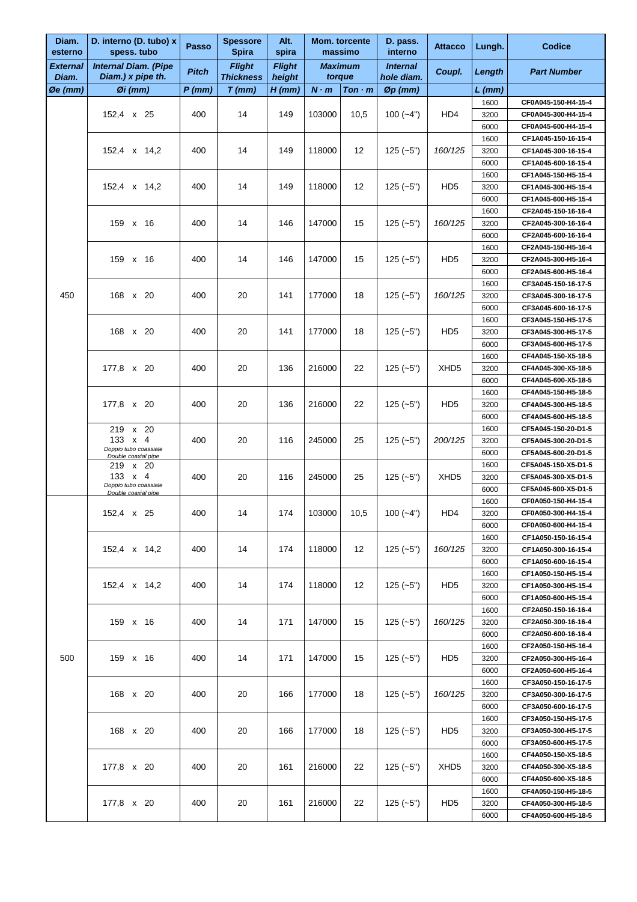| Diam. esterno | D. interno (D. tubo) x spess. tubo | Passo | Spessore Spira | Alt. spira | Mom. torcente massimo | | D. pass. interno | Attacco | Lungh. | Codice |
|---|---|---|---|---|---|---|---|---|---|---|
| *External Diam.* | *Internal Diam. (Pipe Diam.) x pipe th.* | *Pitch* | *Flight Thickness* | *Flight height* | *Maximum torque* | | *Internal hole diam.* | *Coupl.* | *Length* | *Part Number* |
| *Øe (mm)* | *Øi (mm)* | *P (mm)* | *T (mm)* | *H (mm)* | *N · m* | *Ton · m* | *Øp (mm)* | | *L (m)* | |
| 450 | 152,4 x 25 | 400 | 14 | 149 | 103000 | 10,5 | 100 (~4") | HD4 | 1600 | CF0A045-150-H4-15-4 |
| | | | | | | | | | 3200 | CF0A045-300-H4-15-4 |
| | | | | | | | | | 6000 | CF0A045-600-H4-15-4 |
| | 152,4 x 14,2 | 400 | 14 | 149 | 118000 | 12 | 125 (~5") | *160/125* | 1600 | CF1A045-150-16-15-4 |
| | | | | | | | | | 3200 | CF1A045-300-16-15-4 |
| | | | | | | | | | 6000 | CF1A045-600-16-15-4 |
| | 152,4 x 14,2 | 400 | 14 | 149 | 118000 | 12 | 125 (~5") | HD5 | 1600 | CF1A045-150-H5-15-4 |
| | | | | | | | | | 3200 | CF1A045-300-H5-15-4 |
| | | | | | | | | | 6000 | CF1A045-600-H5-15-4 |
| | 159 x 16 | 400 | 14 | 146 | 147000 | 15 | 125 (~5") | *160/125* | 1600 | CF2A045-150-16-16-4 |
| | | | | | | | | | 3200 | CF2A045-300-16-16-4 |
| | | | | | | | | | 6000 | CF2A045-600-16-16-4 |
| | 159 x 16 | 400 | 14 | 146 | 147000 | 15 | 125 (~5") | HD5 | 1600 | CF2A045-150-H5-16-4 |
| | | | | | | | | | 3200 | CF2A045-300-H5-16-4 |
| | | | | | | | | | 6000 | CF2A045-600-H5-16-4 |
| | 168 x 20 | 400 | 20 | 141 | 177000 | 18 | 125 (~5") | *160/125* | 1600 | CF3A045-150-16-17-5 |
| | | | | | | | | | 3200 | CF3A045-300-16-17-5 |
| | | | | | | | | | 6000 | CF3A045-600-16-17-5 |
| | 168 x 20 | 400 | 20 | 141 | 177000 | 18 | 125 (~5") | HD5 | 1600 | CF3A045-150-H5-17-5 |
| | | | | | | | | | 3200 | CF3A045-300-H5-17-5 |
| | | | | | | | | | 6000 | CF3A045-600-H5-17-5 |
| | 177,8 x 20 | 400 | 20 | 136 | 216000 | 22 | 125 (~5") | XHD5 | 1600 | CF4A045-150-X5-18-5 |
| | | | | | | | | | 3200 | CF4A045-300-X5-18-5 |
| | | | | | | | | | 6000 | CF4A045-600-X5-18-5 |
| | 177,8 x 20 | 400 | 20 | 136 | 216000 | 22 | 125 (~5") | HD5 | 1600 | CF4A045-150-H5-18-5 |
| | | | | | | | | | 3200 | CF4A045-300-H5-18-5 |
| | | | | | | | | | 6000 | CF4A045-600-H5-18-5 |
| | 219 x 20 / 133 x 4 / *Doppio tubo coassiale* / *Double coaxial pipe* | 400 | 20 | 116 | 245000 | 25 | 125 (~5") | *200/125* | 1600 | CF5A045-150-20-D1-5 |
| | | | | | | | | | 3200 | CF5A045-300-20-D1-5 |
| | | | | | | | | | 6000 | CF5A045-600-20-D1-5 |
| | 219 x 20 / 133 x 4 / *Doppio tubo coassiale* / *Double coaxial pipe* | 400 | 20 | 116 | 245000 | 25 | 125 (~5") | XHD5 | 1600 | CF5A045-150-X5-D1-5 |
| | | | | | | | | | 3200 | CF5A045-300-X5-D1-5 |
| | | | | | | | | | 6000 | CF5A045-600-X5-D1-5 |
| 500 | 152,4 x 25 | 400 | 14 | 174 | 103000 | 10,5 | 100 (~4") | HD4 | 1600 | CF0A050-150-H4-15-4 |
| | | | | | | | | | 3200 | CF0A050-300-H4-15-4 |
| | | | | | | | | | 6000 | CF0A050-600-H4-15-4 |
| | 152,4 x 14,2 | 400 | 14 | 174 | 118000 | 12 | 125 (~5") | *160/125* | 1600 | CF1A050-150-16-15-4 |
| | | | | | | | | | 3200 | CF1A050-300-16-15-4 |
| | | | | | | | | | 6000 | CF1A050-600-16-15-4 |
| | 152,4 x 14,2 | 400 | 14 | 174 | 118000 | 12 | 125 (~5") | HD5 | 1600 | CF1A050-150-H5-15-4 |
| | | | | | | | | | 3200 | CF1A050-300-H5-15-4 |
| | | | | | | | | | 6000 | CF1A050-600-H5-15-4 |
| | 159 x 16 | 400 | 14 | 171 | 147000 | 15 | 125 (~5") | *160/125* | 1600 | CF2A050-150-16-16-4 |
| | | | | | | | | | 3200 | CF2A050-300-16-16-4 |
| | | | | | | | | | 6000 | CF2A050-600-16-16-4 |
| | 159 x 16 | 400 | 14 | 171 | 147000 | 15 | 125 (~5") | HD5 | 1600 | CF2A050-150-H5-16-4 |
| | | | | | | | | | 3200 | CF2A050-300-H5-16-4 |
| | | | | | | | | | 6000 | CF2A050-600-H5-16-4 |
| | 168 x 20 | 400 | 20 | 166 | 177000 | 18 | 125 (~5") | *160/125* | 1600 | CF3A050-150-16-17-5 |
| | | | | | | | | | 3200 | CF3A050-300-16-17-5 |
| | | | | | | | | | 6000 | CF3A050-600-16-17-5 |
| | 168 x 20 | 400 | 20 | 166 | 177000 | 18 | 125 (~5") | HD5 | 1600 | CF3A050-150-H5-17-5 |
| | | | | | | | | | 3200 | CF3A050-300-H5-17-5 |
| | | | | | | | | | 6000 | CF3A050-600-H5-17-5 |
| | 177,8 x 20 | 400 | 20 | 161 | 216000 | 22 | 125 (~5") | XHD5 | 1600 | CF4A050-150-X5-18-5 |
| | | | | | | | | | 3200 | CF4A050-300-X5-18-5 |
| | | | | | | | | | 6000 | CF4A050-600-X5-18-5 |
| | 177,8 x 20 | 400 | 20 | 161 | 216000 | 22 | 125 (~5") | HD5 | 1600 | CF4A050-150-H5-18-5 |
| | | | | | | | | | 3200 | CF4A050-300-H5-18-5 |
| | | | | | | | | | 6000 | CF4A050-600-H5-18-5 |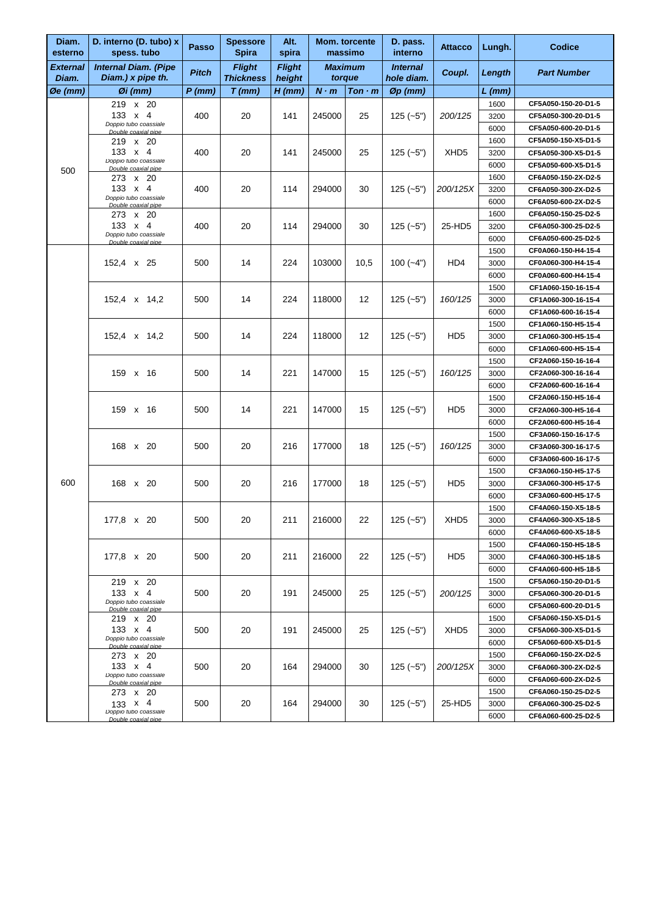| Diam. esterno | D. interno (D. tubo) x spess. tubo | Passo | Spessore Spira | Alt. spira | Mom. torcente massimo | | D. pass. interno | Attacco | Lungh. | Codice |
|---|---|---|---|---|---|---|---|---|---|---|
| ***External Diam.*** | ***Internal Diam. (Pipe Diam.) x pipe th.*** | ***Pitch*** | ***Flight Thickness*** | ***Flight height*** | ***Maximum torque*** | | ***Internal hole diam.*** | ***Coupl.*** | ***Length*** | ***Part Number*** |
| ***Øe (mm)*** | ***Øi (mm)*** | ***P (mm)*** | ***T (mm)*** | ***H (mm)*** | ***N · m*** | ***Ton · m*** | ***Øp (mm)*** | | ***L (mm)*** | |
| 500 | 219 x 20<br>133 x 4<br>*Doppio tubo coassiale*<br>*Double coaxial pipe* | 400 | 20 | 141 | 245000 | 25 | 125 (~5") | *200/125* | 1600 | CF5A050-150-20-D1-5 |
| | | | | | | | | | 3200 | CF5A050-300-20-D1-5 |
| | | | | | | | | | 6000 | CF5A050-600-20-D1-5 |
| | 219 x 20<br>133 x 4<br>*Doppio tubo coassiale*<br>*Double coaxial pipe* | 400 | 20 | 141 | 245000 | 25 | 125 (~5") | XHD5 | 1600 | CF5A050-150-X5-D1-5 |
| | | | | | | | | | 3200 | CF5A050-300-X5-D1-5 |
| | | | | | | | | | 6000 | CF5A050-600-X5-D1-5 |
| | 273 x 20<br>133 x 4<br>*Doppio tubo coassiale*<br>*Double coaxial pipe* | 400 | 20 | 114 | 294000 | 30 | 125 (~5") | *200/125X* | 1600 | CF6A050-150-2X-D2-5 |
| | | | | | | | | | 3200 | CF6A050-300-2X-D2-5 |
| | | | | | | | | | 6000 | CF6A050-600-2X-D2-5 |
| | 273 x 20<br>133 x 4<br>*Doppio tubo coassiale*<br>*Double coaxial pipe* | 400 | 20 | 114 | 294000 | 30 | 125 (~5") | 25-HD5 | 1600 | CF6A050-150-25-D2-5 |
| | | | | | | | | | 3200 | CF6A050-300-25-D2-5 |
| | | | | | | | | | 6000 | CF6A050-600-25-D2-5 |
| 600 | 152,4 x 25 | 500 | 14 | 224 | 103000 | 10,5 | 100 (~4") | HD4 | 1500 | CF0A060-150-H4-15-4 |
| | | | | | | | | | 3000 | CF0A060-300-H4-15-4 |
| | | | | | | | | | 6000 | CF0A060-600-H4-15-4 |
| | 152,4 x 14,2 | 500 | 14 | 224 | 118000 | 12 | 125 (~5") | *160/125* | 1500 | CF1A060-150-16-15-4 |
| | | | | | | | | | 3000 | CF1A060-300-16-15-4 |
| | | | | | | | | | 6000 | CF1A060-600-16-15-4 |
| | 152,4 x 14,2 | 500 | 14 | 224 | 118000 | 12 | 125 (~5") | HD5 | 1500 | CF1A060-150-H5-15-4 |
| | | | | | | | | | 3000 | CF1A060-300-H5-15-4 |
| | | | | | | | | | 6000 | CF1A060-600-H5-15-4 |
| | 159 x 16 | 500 | 14 | 221 | 147000 | 15 | 125 (~5") | *160/125* | 1500 | CF2A060-150-16-16-4 |
| | | | | | | | | | 3000 | CF2A060-300-16-16-4 |
| | | | | | | | | | 6000 | CF2A060-600-16-16-4 |
| | 159 x 16 | 500 | 14 | 221 | 147000 | 15 | 125 (~5") | HD5 | 1500 | CF2A060-150-H5-16-4 |
| | | | | | | | | | 3000 | CF2A060-300-H5-16-4 |
| | | | | | | | | | 6000 | CF2A060-600-H5-16-4 |
| | 168 x 20 | 500 | 20 | 216 | 177000 | 18 | 125 (~5") | *160/125* | 1500 | CF3A060-150-16-17-5 |
| | | | | | | | | | 3000 | CF3A060-300-16-17-5 |
| | | | | | | | | | 6000 | CF3A060-600-16-17-5 |
| | 168 x 20 | 500 | 20 | 216 | 177000 | 18 | 125 (~5") | HD5 | 1500 | CF3A060-150-H5-17-5 |
| | | | | | | | | | 3000 | CF3A060-300-H5-17-5 |
| | | | | | | | | | 6000 | CF3A060-600-H5-17-5 |
| | 177,8 x 20 | 500 | 20 | 211 | 216000 | 22 | 125 (~5") | XHD5 | 1500 | CF4A060-150-X5-18-5 |
| | | | | | | | | | 3000 | CF4A060-300-X5-18-5 |
| | | | | | | | | | 6000 | CF4A060-600-X5-18-5 |
| | 177,8 x 20 | 500 | 20 | 211 | 216000 | 22 | 125 (~5") | HD5 | 1500 | CF4A060-150-H5-18-5 |
| | | | | | | | | | 3000 | CF4A060-300-H5-18-5 |
| | | | | | | | | | 6000 | CF4A060-600-H5-18-5 |
| | 219 x 20<br>133 x 4<br>*Doppio tubo coassiale*<br>*Double coaxial pipe* | 500 | 20 | 191 | 245000 | 25 | 125 (~5") | *200/125* | 1500 | CF5A060-150-20-D1-5 |
| | | | | | | | | | 3000 | CF5A060-300-20-D1-5 |
| | | | | | | | | | 6000 | CF5A060-600-20-D1-5 |
| | 219 x 20<br>133 x 4<br>*Doppio tubo coassiale*<br>*Double coaxial pipe* | 500 | 20 | 191 | 245000 | 25 | 125 (~5") | XHD5 | 1500 | CF5A060-150-X5-D1-5 |
| | | | | | | | | | 3000 | CF5A060-300-X5-D1-5 |
| | | | | | | | | | 6000 | CF5A060-600-X5-D1-5 |
| | 273 x 20<br>133 x 4<br>*Doppio tubo coassiale*<br>*Double coaxial pipe* | 500 | 20 | 164 | 294000 | 30 | 125 (~5") | *200/125X* | 1500 | CF6A060-150-2X-D2-5 |
| | | | | | | | | | 3000 | CF6A060-300-2X-D2-5 |
| | | | | | | | | | 6000 | CF6A060-600-2X-D2-5 |
| | 273 x 20<br>133 x 4<br>*Doppio tubo coassiale*<br>*Double coaxial pipe* | 500 | 20 | 164 | 294000 | 30 | 125 (~5") | 25-HD5 | 1500 | CF6A060-150-25-D2-5 |
| | | | | | | | | | 3000 | CF6A060-300-25-D2-5 |
| | | | | | | | | | 6000 | CF6A060-600-25-D2-5 |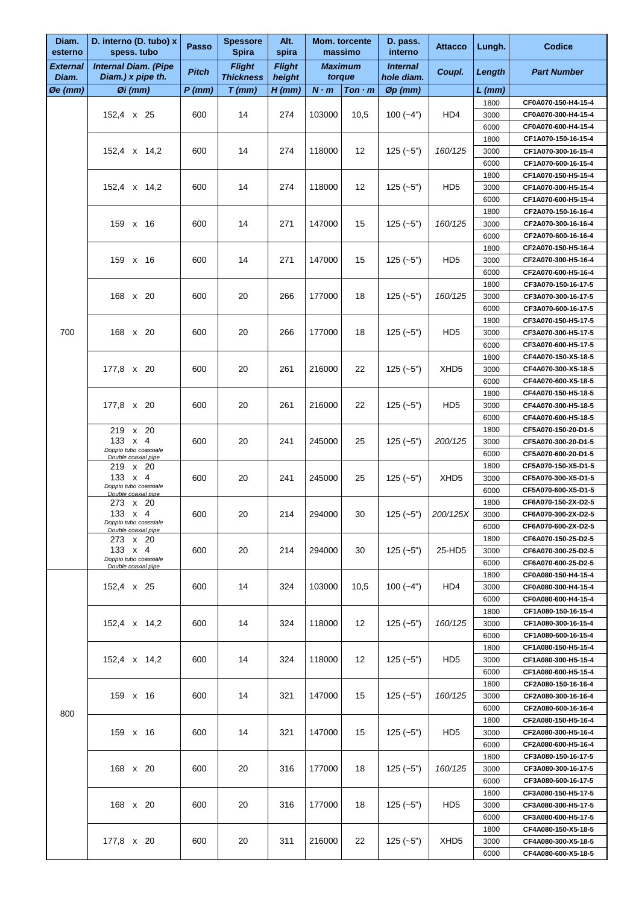| Diam. esterno | D. interno (D. tubo) x spess. tubo | Passo | Spessore Spira | Alt. spira | Mom. torcente massimo | | D. pass. interno | Attacco | Lungh. | Codice |
|---|---|---|---|---|---|---|---|---|---|---|
| *External Diam.* | *Internal Diam. (Pipe Diam.) x pipe th.* | *Pitch* | *Flight Thickness* | *Flight height* | *Maximum torque* | | *Internal hole diam.* | *Coupl.* | *Length* | *Part Number* |
| *Øe (mm)* | *Øi (mm)* | *P (mm)* | *T (mm)* | *H (mm)* | *N · m* | *Ton · m* | *Øp (mm)* | | *L (mm)* | |
| 700 | 152,4 x 25 | 600 | 14 | 274 | 103000 | 10,5 | 100 (~4") | HD4 | 1800 | CF0A070-150-H4-15-4 |
| | | | | | | | | | 3000 | CF0A070-300-H4-15-4 |
| | | | | | | | | | 6000 | CF0A070-600-H4-15-4 |
| | 152,4 x 14,2 | 600 | 14 | 274 | 118000 | 12 | 125 (~5") | *160/125* | 1800 | CF1A070-150-16-15-4 |
| | | | | | | | | | 3000 | CF1A070-300-16-15-4 |
| | | | | | | | | | 6000 | CF1A070-600-16-15-4 |
| | 152,4 x 14,2 | 600 | 14 | 274 | 118000 | 12 | 125 (~5") | HD5 | 1800 | CF1A070-150-H5-15-4 |
| | | | | | | | | | 3000 | CF1A070-300-H5-15-4 |
| | | | | | | | | | 6000 | CF1A070-600-H5-15-4 |
| | 159 x 16 | 600 | 14 | 271 | 147000 | 15 | 125 (~5") | *160/125* | 1800 | CF2A070-150-16-16-4 |
| | | | | | | | | | 3000 | CF2A070-300-16-16-4 |
| | | | | | | | | | 6000 | CF2A070-600-16-16-4 |
| | 159 x 16 | 600 | 14 | 271 | 147000 | 15 | 125 (~5") | HD5 | 1800 | CF2A070-150-H5-16-4 |
| | | | | | | | | | 3000 | CF2A070-300-H5-16-4 |
| | | | | | | | | | 6000 | CF2A070-600-H5-16-4 |
| | 168 x 20 | 600 | 20 | 266 | 177000 | 18 | 125 (~5") | *160/125* | 1800 | CF3A070-150-16-17-5 |
| | | | | | | | | | 3000 | CF3A070-300-16-17-5 |
| | | | | | | | | | 6000 | CF3A070-600-16-17-5 |
| | 168 x 20 | 600 | 20 | 266 | 177000 | 18 | 125 (~5") | HD5 | 1800 | CF3A070-150-H5-17-5 |
| | | | | | | | | | 3000 | CF3A070-300-H5-17-5 |
| | | | | | | | | | 6000 | CF3A070-600-H5-17-5 |
| | 177,8 x 20 | 600 | 20 | 261 | 216000 | 22 | 125 (~5") | XHD5 | 1800 | CF4A070-150-X5-18-5 |
| | | | | | | | | | 3000 | CF4A070-300-X5-18-5 |
| | | | | | | | | | 6000 | CF4A070-600-X5-18-5 |
| | 177,8 x 20 | 600 | 20 | 261 | 216000 | 22 | 125 (~5") | HD5 | 1800 | CF4A070-150-H5-18-5 |
| | | | | | | | | | 3000 | CF4A070-300-H5-18-5 |
| | | | | | | | | | 6000 | CF4A070-600-H5-18-5 |
| | 219 x 20<br>133 x 4<br>Doppio tubo coassiale<br>*Double coaxial pipe* | 600 | 20 | 241 | 245000 | 25 | 125 (~5") | *200/125* | 1800 | CF5A070-150-20-D1-5 |
| | | | | | | | | | 3000 | CF5A070-300-20-D1-5 |
| | | | | | | | | | 6000 | CF5A070-600-20-D1-5 |
| | 219 x 20<br>133 x 4<br>Doppio tubo coassiale<br>*Double coaxial pipe* | 600 | 20 | 241 | 245000 | 25 | 125 (~5") | XHD5 | 1800 | CF5A070-150-X5-D1-5 |
| | | | | | | | | | 3000 | CF5A070-300-X5-D1-5 |
| | | | | | | | | | 6000 | CF5A070-600-X5-D1-5 |
| | 273 x 20<br>133 x 4<br>Doppio tubo coassiale<br>*Double coaxial pipe* | 600 | 20 | 214 | 294000 | 30 | 125 (~5") | *200/125X* | 1800 | CF6A070-150-2X-D2-5 |
| | | | | | | | | | 3000 | CF6A070-300-2X-D2-5 |
| | | | | | | | | | 6000 | CF6A070-600-2X-D2-5 |
| | 273 x 20<br>133 x 4<br>Doppio tubo coassiale<br>*Double coaxial pipe* | 600 | 20 | 214 | 294000 | 30 | 125 (~5") | 25-HD5 | 1800 | CF6A070-150-25-D2-5 |
| | | | | | | | | | 3000 | CF6A070-300-25-D2-5 |
| | | | | | | | | | 6000 | CF6A070-600-25-D2-5 |
| 800 | 152,4 x 25 | 600 | 14 | 324 | 103000 | 10,5 | 100 (~4") | HD4 | 1800 | CF0A080-150-H4-15-4 |
| | | | | | | | | | 3000 | CF0A080-300-H4-15-4 |
| | | | | | | | | | 6000 | CF0A080-600-H4-15-4 |
| | 152,4 x 14,2 | 600 | 14 | 324 | 118000 | 12 | 125 (~5") | *160/125* | 1800 | CF1A080-150-16-15-4 |
| | | | | | | | | | 3000 | CF1A080-300-16-15-4 |
| | | | | | | | | | 6000 | CF1A080-600-16-15-4 |
| | 152,4 x 14,2 | 600 | 14 | 324 | 118000 | 12 | 125 (~5") | HD5 | 1800 | CF1A080-150-H5-15-4 |
| | | | | | | | | | 3000 | CF1A080-300-H5-15-4 |
| | | | | | | | | | 6000 | CF1A080-600-H5-15-4 |
| | 159 x 16 | 600 | 14 | 321 | 147000 | 15 | 125 (~5") | *160/125* | 1800 | CF2A080-150-16-16-4 |
| | | | | | | | | | 3000 | CF2A080-300-16-16-4 |
| | | | | | | | | | 6000 | CF2A080-600-16-16-4 |
| | 159 x 16 | 600 | 14 | 321 | 147000 | 15 | 125 (~5") | HD5 | 1800 | CF2A080-150-H5-16-4 |
| | | | | | | | | | 3000 | CF2A080-300-H5-16-4 |
| | | | | | | | | | 6000 | CF2A080-600-H5-16-4 |
| | 168 x 20 | 600 | 20 | 316 | 177000 | 18 | 125 (~5") | *160/125* | 1800 | CF3A080-150-16-17-5 |
| | | | | | | | | | 3000 | CF3A080-300-16-17-5 |
| | | | | | | | | | 6000 | CF3A080-600-16-17-5 |
| | 168 x 20 | 600 | 20 | 316 | 177000 | 18 | 125 (~5") | HD5 | 1800 | CF3A080-150-H5-17-5 |
| | | | | | | | | | 3000 | CF3A080-300-H5-17-5 |
| | | | | | | | | | 6000 | CF3A080-600-H5-17-5 |
| | 177,8 x 20 | 600 | 20 | 311 | 216000 | 22 | 125 (~5") | XHD5 | 1800 | CF4A080-150-X5-18-5 |
| | | | | | | | | | 3000 | CF4A080-300-X5-18-5 |
| | | | | | | | | | 6000 | CF4A080-600-X5-18-5 |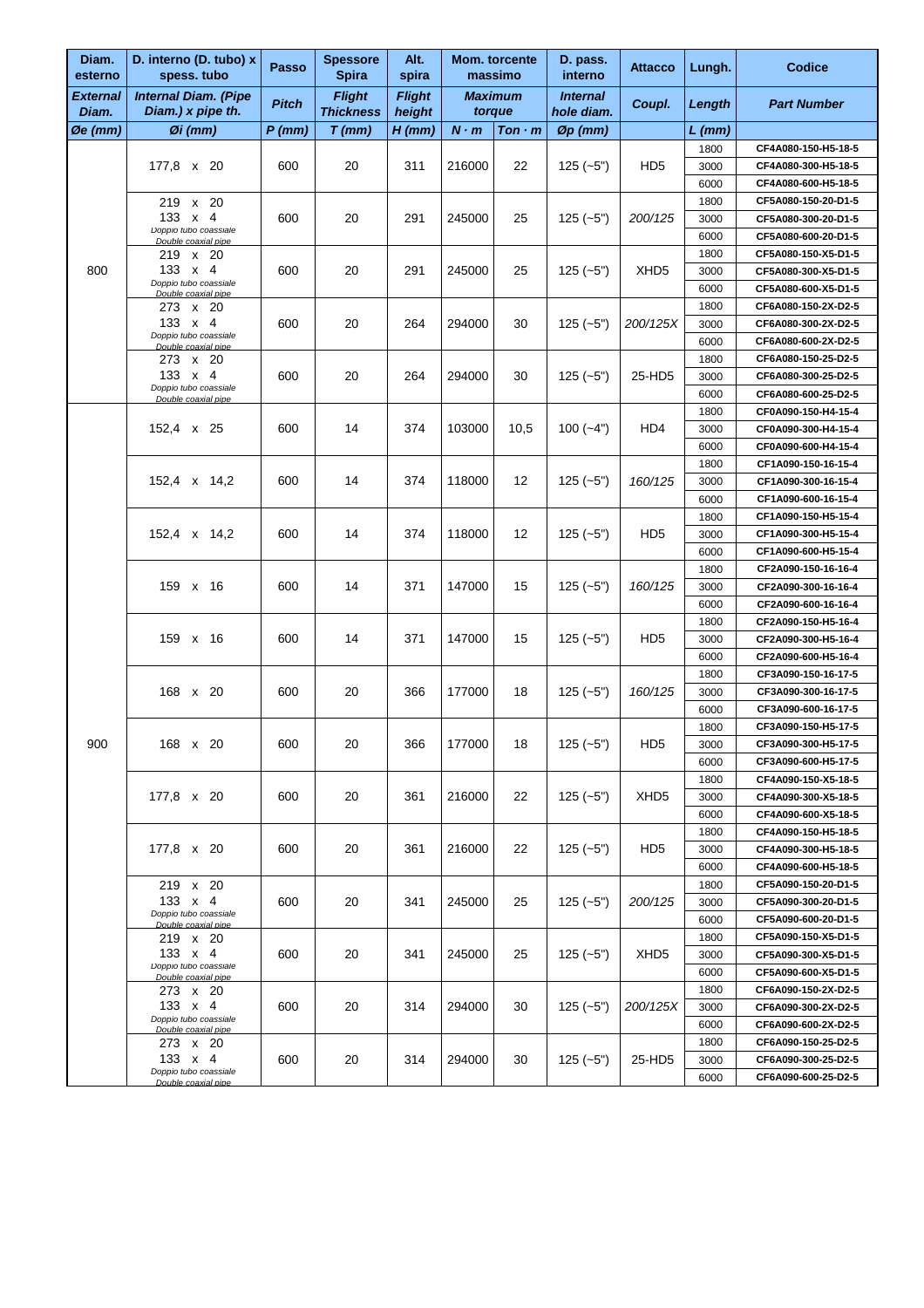| Diam. esterno | D. interno (D. tubo) x spess. tubo | Passo | Spessore Spira | Alt. spira | Mom. torcente massimo | | D. pass. interno | Attacco | Lungh. | Codice |
|---|---|---|---|---|---|---|---|---|---|---|
| *External Diam.* | *Internal Diam. (Pipe Diam.) x pipe th.* | *Pitch* | *Flight Thickness* | *Flight height* | *Maximum torque* | | *Internal hole diam.* | *Coupl.* | *Length* | *Part Number* |
| *Øe (mm)* | *Øi (mm)* | *P (mm)* | *T (mm)* | *H (mm)* | *N · m* | *Ton · m* | *Øp (mm)* | | *L (mm)* | |
| 800 | 177,8 x 20 | 600 | 20 | 311 | 216000 | 22 | 125 (~5") | HD5 | 1800 | CF4A080-150-H5-18-5 |
| | | | | | | | | | 3000 | CF4A080-300-H5-18-5 |
| | | | | | | | | | 6000 | CF4A080-600-H5-18-5 |
| | 219 x 20 133 x 4 *Doppio tubo coassiale Double coaxial pipe* | 600 | 20 | 291 | 245000 | 25 | 125 (~5") | *200/125* | 1800 | CF5A080-150-20-D1-5 |
| | | | | | | | | | 3000 | CF5A080-300-20-D1-5 |
| | | | | | | | | | 6000 | CF5A080-600-20-D1-5 |
| | 219 x 20 133 x 4 *Doppio tubo coassiale Double coaxial pipe* | 600 | 20 | 291 | 245000 | 25 | 125 (~5") | XHD5 | 1800 | CF5A080-150-X5-D1-5 |
| | | | | | | | | | 3000 | CF5A080-300-X5-D1-5 |
| | | | | | | | | | 6000 | CF5A080-600-X5-D1-5 |
| | 273 x 20 133 x 4 *Doppio tubo coassiale Double coaxial pipe* | 600 | 20 | 264 | 294000 | 30 | 125 (~5") | *200/125X* | 1800 | CF6A080-150-2X-D2-5 |
| | | | | | | | | | 3000 | CF6A080-300-2X-D2-5 |
| | | | | | | | | | 6000 | CF6A080-600-2X-D2-5 |
| | 273 x 20 133 x 4 *Doppio tubo coassiale Double coaxial pipe* | 600 | 20 | 264 | 294000 | 30 | 125 (~5") | 25-HD5 | 1800 | CF6A080-150-25-D2-5 |
| | | | | | | | | | 3000 | CF6A080-300-25-D2-5 |
| | | | | | | | | | 6000 | CF6A080-600-25-D2-5 |
| 900 | 152,4 x 25 | 600 | 14 | 374 | 103000 | 10,5 | 100 (~4") | HD4 | 1800 | CF0A090-150-H4-15-4 |
| | | | | | | | | | 3000 | CF0A090-300-H4-15-4 |
| | | | | | | | | | 6000 | CF0A090-600-H4-15-4 |
| | 152,4 x 14,2 | 600 | 14 | 374 | 118000 | 12 | 125 (~5") | *160/125* | 1800 | CF1A090-150-16-15-4 |
| | | | | | | | | | 3000 | CF1A090-300-16-15-4 |
| | | | | | | | | | 6000 | CF1A090-600-16-15-4 |
| | 152,4 x 14,2 | 600 | 14 | 374 | 118000 | 12 | 125 (~5") | HD5 | 1800 | CF1A090-150-H5-15-4 |
| | | | | | | | | | 3000 | CF1A090-300-H5-15-4 |
| | | | | | | | | | 6000 | CF1A090-600-H5-15-4 |
| | 159 x 16 | 600 | 14 | 371 | 147000 | 15 | 125 (~5") | *160/125* | 1800 | CF2A090-150-16-16-4 |
| | | | | | | | | | 3000 | CF2A090-300-16-16-4 |
| | | | | | | | | | 6000 | CF2A090-600-16-16-4 |
| | 159 x 16 | 600 | 14 | 371 | 147000 | 15 | 125 (~5") | HD5 | 1800 | CF2A090-150-H5-16-4 |
| | | | | | | | | | 3000 | CF2A090-300-H5-16-4 |
| | | | | | | | | | 6000 | CF2A090-600-H5-16-4 |
| | 168 x 20 | 600 | 20 | 366 | 177000 | 18 | 125 (~5") | *160/125* | 1800 | CF3A090-150-16-17-5 |
| | | | | | | | | | 3000 | CF3A090-300-16-17-5 |
| | | | | | | | | | 6000 | CF3A090-600-16-17-5 |
| | 168 x 20 | 600 | 20 | 366 | 177000 | 18 | 125 (~5") | HD5 | 1800 | CF3A090-150-H5-17-5 |
| | | | | | | | | | 3000 | CF3A090-300-H5-17-5 |
| | | | | | | | | | 6000 | CF3A090-600-H5-17-5 |
| | 177,8 x 20 | 600 | 20 | 361 | 216000 | 22 | 125 (~5") | XHD5 | 1800 | CF4A090-150-X5-18-5 |
| | | | | | | | | | 3000 | CF4A090-300-X5-18-5 |
| | | | | | | | | | 6000 | CF4A090-600-X5-18-5 |
| | 177,8 x 20 | 600 | 20 | 361 | 216000 | 22 | 125 (~5") | HD5 | 1800 | CF4A090-150-H5-18-5 |
| | | | | | | | | | 3000 | CF4A090-300-H5-18-5 |
| | | | | | | | | | 6000 | CF4A090-600-H5-18-5 |
| | 219 x 20 133 x 4 *Doppio tubo coassiale Double coaxial pipe* | 600 | 20 | 341 | 245000 | 25 | 125 (~5") | *200/125* | 1800 | CF5A090-150-20-D1-5 |
| | | | | | | | | | 3000 | CF5A090-300-20-D1-5 |
| | | | | | | | | | 6000 | CF5A090-600-20-D1-5 |
| | 219 x 20 133 x 4 *Doppio tubo coassiale Double coaxial pipe* | 600 | 20 | 341 | 245000 | 25 | 125 (~5") | XHD5 | 1800 | CF5A090-150-X5-D1-5 |
| | | | | | | | | | 3000 | CF5A090-300-X5-D1-5 |
| | | | | | | | | | 6000 | CF5A090-600-X5-D1-5 |
| | 273 x 20 133 x 4 *Doppio tubo coassiale Double coaxial pipe* | 600 | 20 | 314 | 294000 | 30 | 125 (~5") | *200/125X* | 1800 | CF6A090-150-2X-D2-5 |
| | | | | | | | | | 3000 | CF6A090-300-2X-D2-5 |
| | | | | | | | | | 6000 | CF6A090-600-2X-D2-5 |
| | 273 x 20 133 x 4 *Doppio tubo coassiale Double coaxial pipe* | 600 | 20 | 314 | 294000 | 30 | 125 (~5") | 25-HD5 | 1800 | CF6A090-150-25-D2-5 |
| | | | | | | | | | 3000 | CF6A090-300-25-D2-5 |
| | | | | | | | | | 6000 | CF6A090-600-25-D2-5 |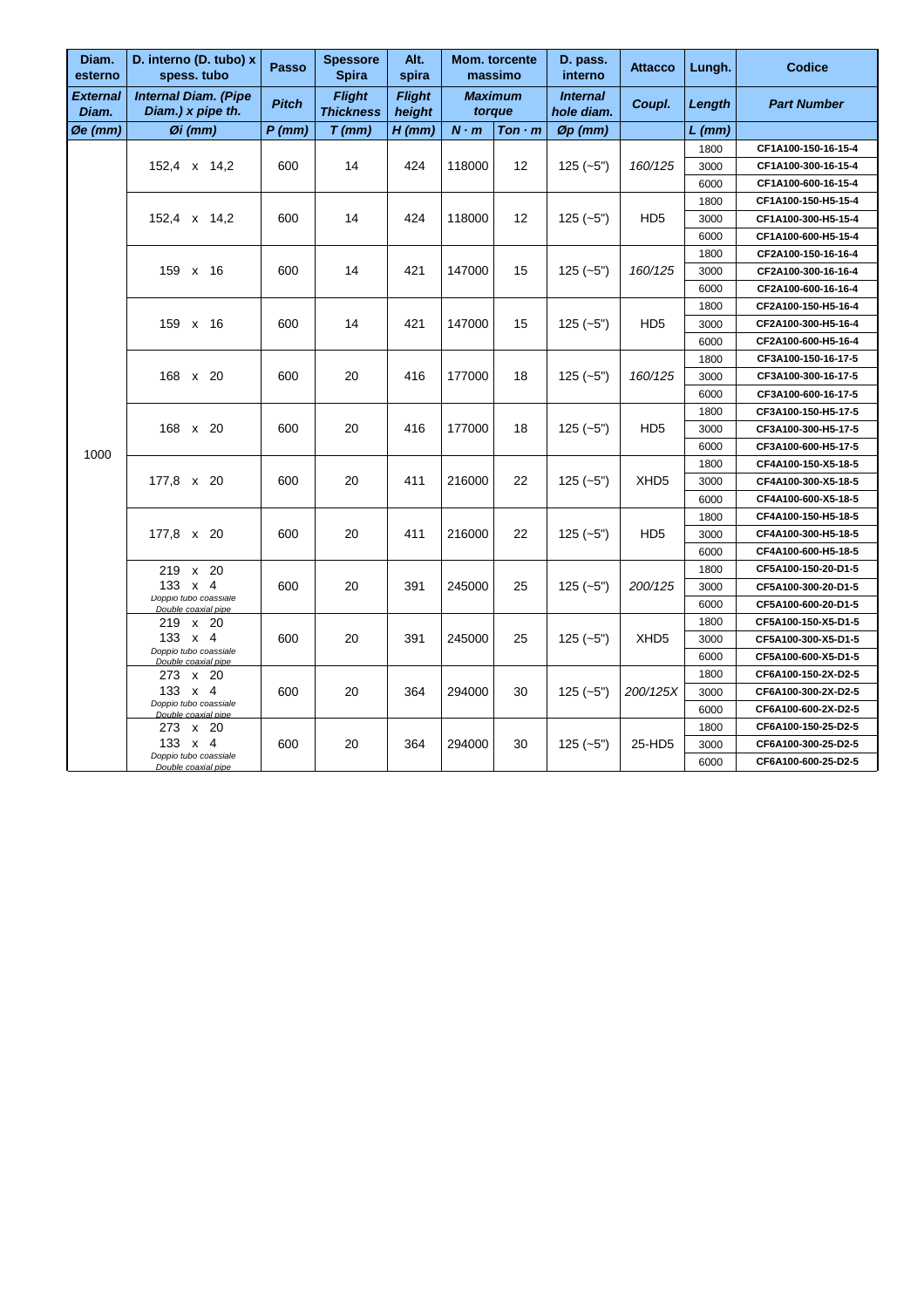| Diam. esterno | D. interno (D. tubo) x spess. tubo | Passo | Spessore Spira | Alt. spira | Mom. torcente massimo | | D. pass. interno | Attacco | Lungh. | Codice |
|---|---|---|---|---|---|---|---|---|---|---|
| *External Diam.* | *Internal Diam. (Pipe Diam.) x pipe th.* | *Pitch* | *Flight Thickness* | *Flight height* | *Maximum torque* | | *Internal hole diam.* | *Coupl.* | *Length* | *Part Number* |
| *Øe (mm)* | *Øi (mm)* | *P (mm)* | *T (mm)* | *H (mm)* | *N · m* | *Ton · m* | *Øp (mm)* | | *L (mm)* | |
| 1000 | 152,4 x 14,2 | 600 | 14 | 424 | 118000 | 12 | 125 (~5") | *160/125* | 1800 | CF1A100-150-16-15-4 |
| | | | | | | | | | 3000 | CF1A100-300-16-15-4 |
| | | | | | | | | | 6000 | CF1A100-600-16-15-4 |
| | 152,4 x 14,2 | 600 | 14 | 424 | 118000 | 12 | 125 (~5") | HD5 | 1800 | CF1A100-150-H5-15-4 |
| | | | | | | | | | 3000 | CF1A100-300-H5-15-4 |
| | | | | | | | | | 6000 | CF1A100-600-H5-15-4 |
| | 159 x 16 | 600 | 14 | 421 | 147000 | 15 | 125 (~5") | *160/125* | 1800 | CF2A100-150-16-16-4 |
| | | | | | | | | | 3000 | CF2A100-300-16-16-4 |
| | | | | | | | | | 6000 | CF2A100-600-16-16-4 |
| | 159 x 16 | 600 | 14 | 421 | 147000 | 15 | 125 (~5") | HD5 | 1800 | CF2A100-150-H5-16-4 |
| | | | | | | | | | 3000 | CF2A100-300-H5-16-4 |
| | | | | | | | | | 6000 | CF2A100-600-H5-16-4 |
| | 168 x 20 | 600 | 20 | 416 | 177000 | 18 | 125 (~5") | *160/125* | 1800 | CF3A100-150-16-17-5 |
| | | | | | | | | | 3000 | CF3A100-300-16-17-5 |
| | | | | | | | | | 6000 | CF3A100-600-16-17-5 |
| | 168 x 20 | 600 | 20 | 416 | 177000 | 18 | 125 (~5") | HD5 | 1800 | CF3A100-150-H5-17-5 |
| | | | | | | | | | 3000 | CF3A100-300-H5-17-5 |
| | | | | | | | | | 6000 | CF3A100-600-H5-17-5 |
| | 177,8 x 20 | 600 | 20 | 411 | 216000 | 22 | 125 (~5") | XHD5 | 1800 | CF4A100-150-X5-18-5 |
| | | | | | | | | | 3000 | CF4A100-300-X5-18-5 |
| | | | | | | | | | 6000 | CF4A100-600-X5-18-5 |
| | 177,8 x 20 | 600 | 20 | 411 | 216000 | 22 | 125 (~5") | HD5 | 1800 | CF4A100-150-H5-18-5 |
| | | | | | | | | | 3000 | CF4A100-300-H5-18-5 |
| | | | | | | | | | 6000 | CF4A100-600-H5-18-5 |
| | 219 x 20<br>133 x 4<br>*Doppio tubo coassiale*<br>*Double coaxial pipe* | 600 | 20 | 391 | 245000 | 25 | 125 (~5") | *200/125* | 1800 | CF5A100-150-20-D1-5 |
| | | | | | | | | | 3000 | CF5A100-300-20-D1-5 |
| | | | | | | | | | 6000 | CF5A100-600-20-D1-5 |
| | 219 x 20<br>133 x 4<br>*Doppio tubo coassiale*<br>*Double coaxial pipe* | 600 | 20 | 391 | 245000 | 25 | 125 (~5") | XHD5 | 1800 | CF5A100-150-X5-D1-5 |
| | | | | | | | | | 3000 | CF5A100-300-X5-D1-5 |
| | | | | | | | | | 6000 | CF5A100-600-X5-D1-5 |
| | 273 x 20<br>133 x 4<br>*Doppio tubo coassiale*<br>*Double coaxial pipe* | 600 | 20 | 364 | 294000 | 30 | 125 (~5") | *200/125X* | 1800 | CF6A100-150-2X-D2-5 |
| | | | | | | | | | 3000 | CF6A100-300-2X-D2-5 |
| | | | | | | | | | 6000 | CF6A100-600-2X-D2-5 |
| | 273 x 20<br>133 x 4<br>*Doppio tubo coassiale*<br>*Double coaxial pipe* | 600 | 20 | 364 | 294000 | 30 | 125 (~5") | 25-HD5 | 1800 | CF6A100-150-25-D2-5 |
| | | | | | | | | | 3000 | CF6A100-300-25-D2-5 |
| | | | | | | | | | 6000 | CF6A100-600-25-D2-5 |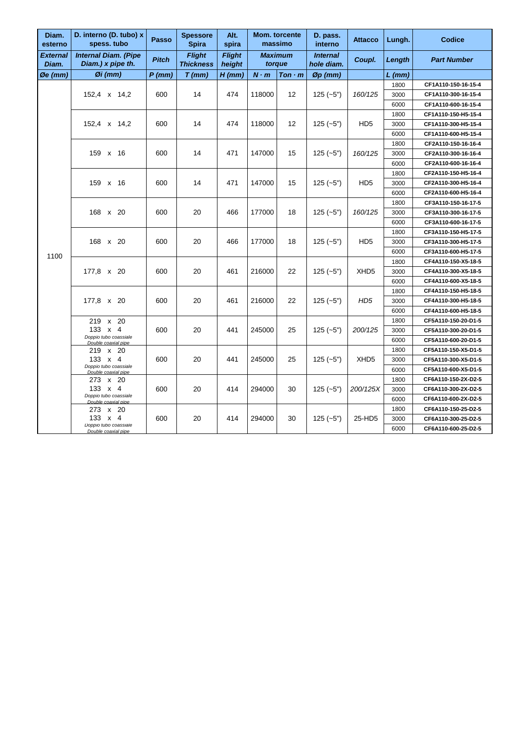| Diam. esterno | D. interno (D. tubo) x spess. tubo | Passo | Spessore Spira | Alt. spira | Mom. torcente massimo | | D. pass. interno | Attacco | Lungh. | Codice |
|---|---|---|---|---|---|---|---|---|---|---|
| *External Diam.* | *Internal Diam. (Pipe Diam.) x pipe th.* | *Pitch* | *Flight Thickness* | *Flight height* | *Maximum torque* | | *Internal hole diam.* | *Coupl.* | *Length* | *Part Number* |
| *Øe (mm)* | *Øi (mm)* | *P (mm)* | *T (mm)* | *H (mm)* | *N · m* | *Ton · m* | *Øp (mm)* | | *L (mm)* | |
| 1100 | 152,4 x 14,2 | 600 | 14 | 474 | 118000 | 12 | 125 (~5") | *160/125* | 1800 | CF1A110-150-16-15-4 |
| | | | | | | | | | 3000 | CF1A110-300-16-15-4 |
| | | | | | | | | | 6000 | CF1A110-600-16-15-4 |
| | 152,4 x 14,2 | 600 | 14 | 474 | 118000 | 12 | 125 (~5") | HD5 | 1800 | CF1A110-150-H5-15-4 |
| | | | | | | | | | 3000 | CF1A110-300-H5-15-4 |
| | | | | | | | | | 6000 | CF1A110-600-H5-15-4 |
| | 159 x 16 | 600 | 14 | 471 | 147000 | 15 | 125 (~5") | *160/125* | 1800 | CF2A110-150-16-16-4 |
| | | | | | | | | | 3000 | CF2A110-300-16-16-4 |
| | | | | | | | | | 6000 | CF2A110-600-16-16-4 |
| | 159 x 16 | 600 | 14 | 471 | 147000 | 15 | 125 (~5") | HD5 | 1800 | CF2A110-150-H5-16-4 |
| | | | | | | | | | 3000 | CF2A110-300-H5-16-4 |
| | | | | | | | | | 6000 | CF2A110-600-H5-16-4 |
| | 168 x 20 | 600 | 20 | 466 | 177000 | 18 | 125 (~5") | *160/125* | 1800 | CF3A110-150-16-17-5 |
| | | | | | | | | | 3000 | CF3A110-300-16-17-5 |
| | | | | | | | | | 6000 | CF3A110-600-16-17-5 |
| | 168 x 20 | 600 | 20 | 466 | 177000 | 18 | 125 (~5") | HD5 | 1800 | CF3A110-150-H5-17-5 |
| | | | | | | | | | 3000 | CF3A110-300-H5-17-5 |
| | | | | | | | | | 6000 | CF3A110-600-H5-17-5 |
| | 177,8 x 20 | 600 | 20 | 461 | 216000 | 22 | 125 (~5") | XHD5 | 1800 | CF4A110-150-X5-18-5 |
| | | | | | | | | | 3000 | CF4A110-300-X5-18-5 |
| | | | | | | | | | 6000 | CF4A110-600-X5-18-5 |
| | 177,8 x 20 | 600 | 20 | 461 | 216000 | 22 | 125 (~5") | *HD5* | 1800 | CF4A110-150-H5-18-5 |
| | | | | | | | | | 3000 | CF4A110-300-H5-18-5 |
| | | | | | | | | | 6000 | CF4A110-600-H5-18-5 |
| | 219 x 20<br>133 x 4<br>*Doppio tubo coassiale*<br>*Double coaxial pipe* | 600 | 20 | 441 | 245000 | 25 | 125 (~5") | *200/125* | 1800 | CF5A110-150-20-D1-5 |
| | | | | | | | | | 3000 | CF5A110-300-20-D1-5 |
| | | | | | | | | | 6000 | CF5A110-600-20-D1-5 |
| | 219 x 20<br>133 x 4<br>*Doppio tubo coassiale*<br>*Double coaxial pipe* | 600 | 20 | 441 | 245000 | 25 | 125 (~5") | XHD5 | 1800 | CF5A110-150-X5-D1-5 |
| | | | | | | | | | 3000 | CF5A110-300-X5-D1-5 |
| | | | | | | | | | 6000 | CF5A110-600-X5-D1-5 |
| | 273 x 20<br>133 x 4<br>*Doppio tubo coassiale*<br>*Double coaxial pipe* | 600 | 20 | 414 | 294000 | 30 | 125 (~5") | *200/125X* | 1800 | CF6A110-150-2X-D2-5 |
| | | | | | | | | | 3000 | CF6A110-300-2X-D2-5 |
| | | | | | | | | | 6000 | CF6A110-600-2X-D2-5 |
| | 273 x 20<br>133 x 4<br>*Doppio tubo coassiale*<br>*Double coaxial pipe* | 600 | 20 | 414 | 294000 | 30 | 125 (~5") | 25-HD5 | 1800 | CF6A110-150-25-D2-5 |
| | | | | | | | | | 3000 | CF6A110-300-25-D2-5 |
| | | | | | | | | | 6000 | CF6A110-600-25-D2-5 |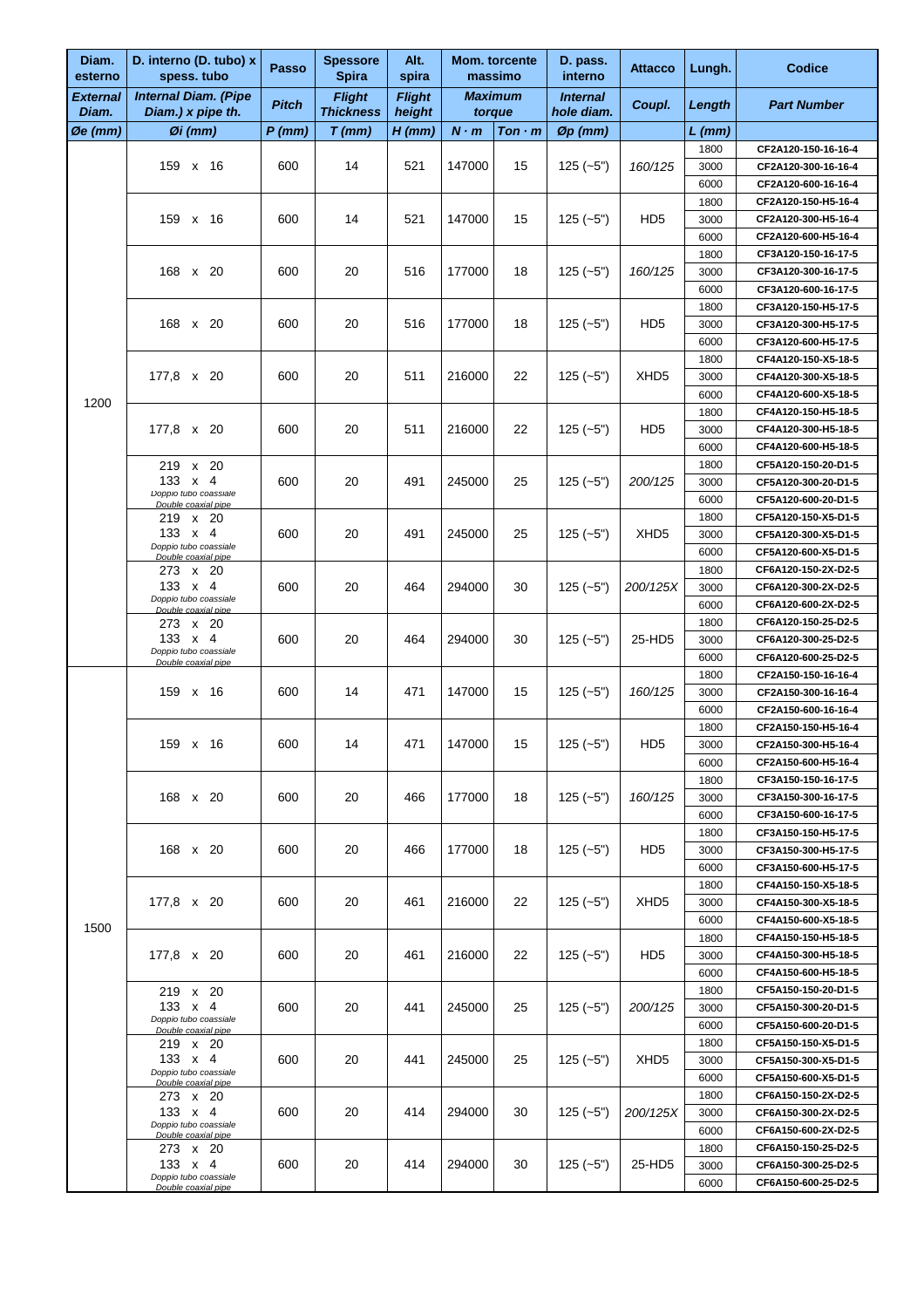| Diam. esterno | D. interno (D. tubo) x spess. tubo | Passo | Spessore Spira | Alt. spira | Mom. torcente massimo | | D. pass. interno | Attacco | Lungh. | Codice |
|---|---|---|---|---|---|---|---|---|---|---|
| *External Diam.* | *Internal Diam. (Pipe Diam.) x pipe th.* | *Pitch* | *Flight Thickness* | *Flight height* | *Maximum torque* | | *Internal hole diam.* | *Coupl.* | *Length* | *Part Number* |
| *Øe (mm)* | *Øi (mm)* | *P (mm)* | *T (mm)* | *H (mm)* | *N · m* | *Ton · m* | *Øp (mm)* | | *L (mm)* | |
| 1200 | 159 x 16 | 600 | 14 | 521 | 147000 | 15 | 125 (~5") | *160/125* | 1800 | CF2A120-150-16-16-4 |
| | | | | | | | | | 3000 | CF2A120-300-16-16-4 |
| | | | | | | | | | 6000 | CF2A120-600-16-16-4 |
| | 159 x 16 | 600 | 14 | 521 | 147000 | 15 | 125 (~5") | HD5 | 1800 | CF2A120-150-H5-16-4 |
| | | | | | | | | | 3000 | CF2A120-300-H5-16-4 |
| | | | | | | | | | 6000 | CF2A120-600-H5-16-4 |
| | 168 x 20 | 600 | 20 | 516 | 177000 | 18 | 125 (~5") | *160/125* | 1800 | CF3A120-150-16-17-5 |
| | | | | | | | | | 3000 | CF3A120-300-16-17-5 |
| | | | | | | | | | 6000 | CF3A120-600-16-17-5 |
| | 168 x 20 | 600 | 20 | 516 | 177000 | 18 | 125 (~5") | HD5 | 1800 | CF3A120-150-H5-17-5 |
| | | | | | | | | | 3000 | CF3A120-300-H5-17-5 |
| | | | | | | | | | 6000 | CF3A120-600-H5-17-5 |
| | 177,8 x 20 | 600 | 20 | 511 | 216000 | 22 | 125 (~5") | XHD5 | 1800 | CF4A120-150-X5-18-5 |
| | | | | | | | | | 3000 | CF4A120-300-X5-18-5 |
| | | | | | | | | | 6000 | CF4A120-600-X5-18-5 |
| | 177,8 x 20 | 600 | 20 | 511 | 216000 | 22 | 125 (~5") | HD5 | 1800 | CF4A120-150-H5-18-5 |
| | | | | | | | | | 3000 | CF4A120-300-H5-18-5 |
| | | | | | | | | | 6000 | CF4A120-600-H5-18-5 |
| | 219 x 20<br>133 x 4<br>*Doppio tubo coassiale*<br>*Double coaxial pipe* | 600 | 20 | 491 | 245000 | 25 | 125 (~5") | *200/125* | 1800 | CF5A120-150-20-D1-5 |
| | | | | | | | | | 3000 | CF5A120-300-20-D1-5 |
| | | | | | | | | | 6000 | CF5A120-600-20-D1-5 |
| | 219 x 20<br>133 x 4<br>*Doppio tubo coassiale*<br>*Double coaxial pipe* | 600 | 20 | 491 | 245000 | 25 | 125 (~5") | XHD5 | 1800 | CF5A120-150-X5-D1-5 |
| | | | | | | | | | 3000 | CF5A120-300-X5-D1-5 |
| | | | | | | | | | 6000 | CF5A120-600-X5-D1-5 |
| | 273 x 20<br>133 x 4<br>*Doppio tubo coassiale*<br>*Double coaxial pipe* | 600 | 20 | 464 | 294000 | 30 | 125 (~5") | *200/125X* | 1800 | CF6A120-150-2X-D2-5 |
| | | | | | | | | | 3000 | CF6A120-300-2X-D2-5 |
| | | | | | | | | | 6000 | CF6A120-600-2X-D2-5 |
| | 273 x 20<br>133 x 4<br>*Doppio tubo coassiale*<br>*Double coaxial pipe* | 600 | 20 | 464 | 294000 | 30 | 125 (~5") | 25-HD5 | 1800 | CF6A120-150-25-D2-5 |
| | | | | | | | | | 3000 | CF6A120-300-25-D2-5 |
| | | | | | | | | | 6000 | CF6A120-600-25-D2-5 |
| 1500 | 159 x 16 | 600 | 14 | 471 | 147000 | 15 | 125 (~5") | *160/125* | 1800 | CF2A150-150-16-16-4 |
| | | | | | | | | | 3000 | CF2A150-300-16-16-4 |
| | | | | | | | | | 6000 | CF2A150-600-16-16-4 |
| | 159 x 16 | 600 | 14 | 471 | 147000 | 15 | 125 (~5") | HD5 | 1800 | CF2A150-150-H5-16-4 |
| | | | | | | | | | 3000 | CF2A150-300-H5-16-4 |
| | | | | | | | | | 6000 | CF2A150-600-H5-16-4 |
| | 168 x 20 | 600 | 20 | 466 | 177000 | 18 | 125 (~5") | *160/125* | 1800 | CF3A150-150-16-17-5 |
| | | | | | | | | | 3000 | CF3A150-300-16-17-5 |
| | | | | | | | | | 6000 | CF3A150-600-16-17-5 |
| | 168 x 20 | 600 | 20 | 466 | 177000 | 18 | 125 (~5") | HD5 | 1800 | CF3A150-150-H5-17-5 |
| | | | | | | | | | 3000 | CF3A150-300-H5-17-5 |
| | | | | | | | | | 6000 | CF3A150-600-H5-17-5 |
| | 177,8 x 20 | 600 | 20 | 461 | 216000 | 22 | 125 (~5") | XHD5 | 1800 | CF4A150-150-X5-18-5 |
| | | | | | | | | | 3000 | CF4A150-300-X5-18-5 |
| | | | | | | | | | 6000 | CF4A150-600-X5-18-5 |
| | 177,8 x 20 | 600 | 20 | 461 | 216000 | 22 | 125 (~5") | HD5 | 1800 | CF4A150-150-H5-18-5 |
| | | | | | | | | | 3000 | CF4A150-300-H5-18-5 |
| | | | | | | | | | 6000 | CF4A150-600-H5-18-5 |
| | 219 x 20<br>133 x 4<br>*Doppio tubo coassiale*<br>*Double coaxial pipe* | 600 | 20 | 441 | 245000 | 25 | 125 (~5") | *200/125* | 1800 | CF5A150-150-20-D1-5 |
| | | | | | | | | | 3000 | CF5A150-300-20-D1-5 |
| | | | | | | | | | 6000 | CF5A150-600-20-D1-5 |
| | 219 x 20<br>133 x 4<br>*Doppio tubo coassiale*<br>*Double coaxial pipe* | 600 | 20 | 441 | 245000 | 25 | 125 (~5") | XHD5 | 1800 | CF5A150-150-X5-D1-5 |
| | | | | | | | | | 3000 | CF5A150-300-X5-D1-5 |
| | | | | | | | | | 6000 | CF5A150-600-X5-D1-5 |
| | 273 x 20<br>133 x 4<br>*Doppio tubo coassiale*<br>*Double coaxial pipe* | 600 | 20 | 414 | 294000 | 30 | 125 (~5") | *200/125X* | 1800 | CF6A150-150-2X-D2-5 |
| | | | | | | | | | 3000 | CF6A150-300-2X-D2-5 |
| | | | | | | | | | 6000 | CF6A150-600-2X-D2-5 |
| | 273 x 20<br>133 x 4<br>*Doppio tubo coassiale*<br>*Double coaxial pipe* | 600 | 20 | 414 | 294000 | 30 | 125 (~5") | 25-HD5 | 1800 | CF6A150-150-25-D2-5 |
| | | | | | | | | | 3000 | CF6A150-300-25-D2-5 |
| | | | | | | | | | 6000 | CF6A150-600-25-D2-5 |